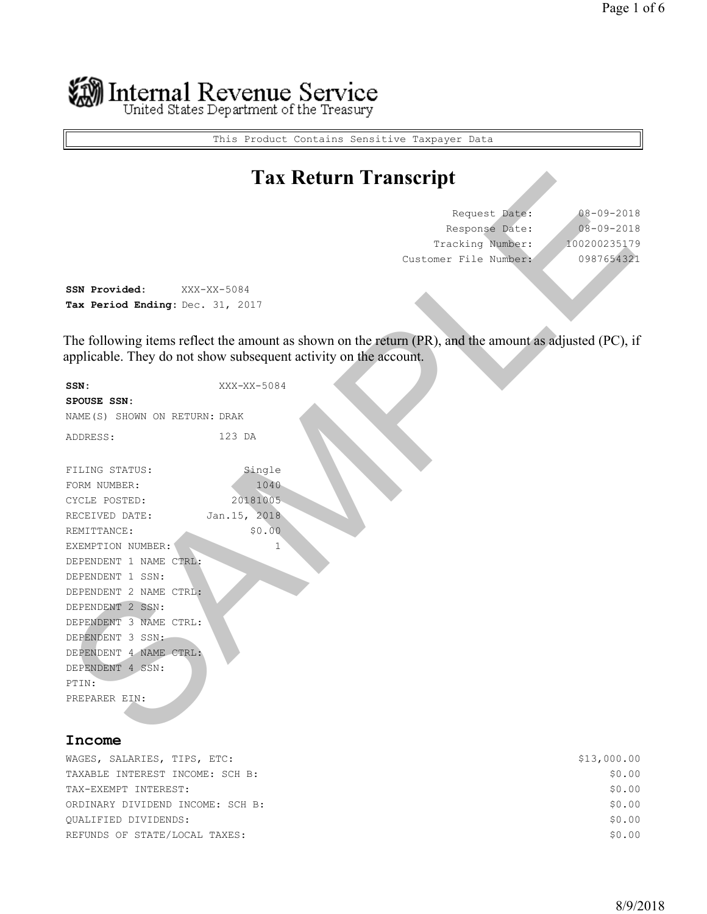# Internal Revenue Service

United States Department of the Treasury

This Product Contains Sensitive Taxpayer Data

## Tax Return Transcript

| | |
|---|---|
| Request Date: | 08-09-2018 |
| Response Date: | 08-09-2018 |
| Tracking Number: | 100200235179 |
| Customer File Number: | 0987654321 |

**SSN Provided:** XXX-XX-5084
**Tax Period Ending:** Dec. 31, 2017

The following items reflect the amount as shown on the return (PR), and the amount as adjusted (PC), if applicable. They do not show subsequent activity on the account.

**SSN:** XXX-XX-5084
**SPOUSE SSN:**
NAME(S) SHOWN ON RETURN: DRAK
ADDRESS: 123 DA

| | |
|---|---|
| FILING STATUS: | Single |
| FORM NUMBER: | 1040 |
| CYCLE POSTED: | 20181005 |
| RECEIVED DATE: | Jan.15, 2018 |
| REMITTANCE: | $0.00 |
| EXEMPTION NUMBER: | 1 |
| DEPENDENT 1 NAME CTRL: | |
| DEPENDENT 1 SSN: | |
| DEPENDENT 2 NAME CTRL: | |
| DEPENDENT 2 SSN: | |
| DEPENDENT 3 NAME CTRL: | |
| DEPENDENT 3 SSN: | |
| DEPENDENT 4 NAME CTRL: | |
| DEPENDENT 4 SSN: | |
| PTIN: | |
| PREPARER EIN: | |

### Income

| | |
|---|---|
| WAGES, SALARIES, TIPS, ETC: | $13,000.00 |
| TAXABLE INTEREST INCOME: SCH B: | $0.00 |
| TAX-EXEMPT INTEREST: | $0.00 |
| ORDINARY DIVIDEND INCOME: SCH B: | $0.00 |
| QUALIFIED DIVIDENDS: | $0.00 |
| REFUNDS OF STATE/LOCAL TAXES: | $0.00 |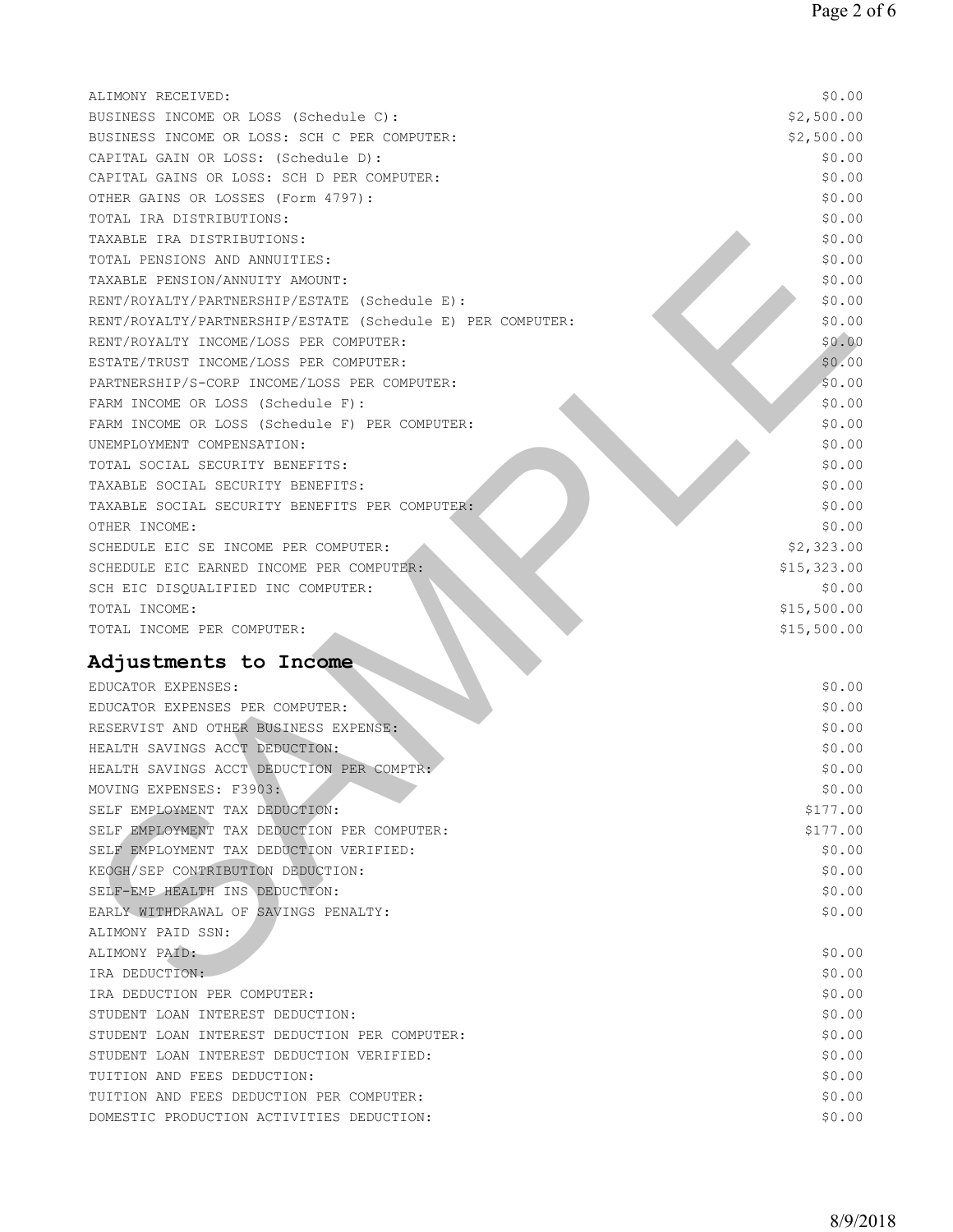| | |
|---|---|
| ALIMONY RECEIVED: | $0.00 |
| BUSINESS INCOME OR LOSS (Schedule C): | $2,500.00 |
| BUSINESS INCOME OR LOSS: SCH C PER COMPUTER: | $2,500.00 |
| CAPITAL GAIN OR LOSS: (Schedule D): | $0.00 |
| CAPITAL GAINS OR LOSS: SCH D PER COMPUTER: | $0.00 |
| OTHER GAINS OR LOSSES (Form 4797): | $0.00 |
| TOTAL IRA DISTRIBUTIONS: | $0.00 |
| TAXABLE IRA DISTRIBUTIONS: | $0.00 |
| TOTAL PENSIONS AND ANNUITIES: | $0.00 |
| TAXABLE PENSION/ANNUITY AMOUNT: | $0.00 |
| RENT/ROYALTY/PARTNERSHIP/ESTATE (Schedule E): | $0.00 |
| RENT/ROYALTY/PARTNERSHIP/ESTATE (Schedule E) PER COMPUTER: | $0.00 |
| RENT/ROYALTY INCOME/LOSS PER COMPUTER: | $0.00 |
| ESTATE/TRUST INCOME/LOSS PER COMPUTER: | $0.00 |
| PARTNERSHIP/S-CORP INCOME/LOSS PER COMPUTER: | $0.00 |
| FARM INCOME OR LOSS (Schedule F): | $0.00 |
| FARM INCOME OR LOSS (Schedule F) PER COMPUTER: | $0.00 |
| UNEMPLOYMENT COMPENSATION: | $0.00 |
| TOTAL SOCIAL SECURITY BENEFITS: | $0.00 |
| TAXABLE SOCIAL SECURITY BENEFITS: | $0.00 |
| TAXABLE SOCIAL SECURITY BENEFITS PER COMPUTER: | $0.00 |
| OTHER INCOME: | $0.00 |
| SCHEDULE EIC SE INCOME PER COMPUTER: | $2,323.00 |
| SCHEDULE EIC EARNED INCOME PER COMPUTER: | $15,323.00 |
| SCH EIC DISQUALIFIED INC COMPUTER: | $0.00 |
| TOTAL INCOME: | $15,500.00 |
| TOTAL INCOME PER COMPUTER: | $15,500.00 |

## Adjustments to Income

| | |
|---|---|
| EDUCATOR EXPENSES: | $0.00 |
| EDUCATOR EXPENSES PER COMPUTER: | $0.00 |
| RESERVIST AND OTHER BUSINESS EXPENSE: | $0.00 |
| HEALTH SAVINGS ACCT DEDUCTION: | $0.00 |
| HEALTH SAVINGS ACCT DEDUCTION PER COMPTR: | $0.00 |
| MOVING EXPENSES: F3903: | $0.00 |
| SELF EMPLOYMENT TAX DEDUCTION: | $177.00 |
| SELF EMPLOYMENT TAX DEDUCTION PER COMPUTER: | $177.00 |
| SELF EMPLOYMENT TAX DEDUCTION VERIFIED: | $0.00 |
| KEOGH/SEP CONTRIBUTION DEDUCTION: | $0.00 |
| SELF-EMP HEALTH INS DEDUCTION: | $0.00 |
| EARLY WITHDRAWAL OF SAVINGS PENALTY: | $0.00 |
| ALIMONY PAID SSN: | |
| ALIMONY PAID: | $0.00 |
| IRA DEDUCTION: | $0.00 |
| IRA DEDUCTION PER COMPUTER: | $0.00 |
| STUDENT LOAN INTEREST DEDUCTION: | $0.00 |
| STUDENT LOAN INTEREST DEDUCTION PER COMPUTER: | $0.00 |
| STUDENT LOAN INTEREST DEDUCTION VERIFIED: | $0.00 |
| TUITION AND FEES DEDUCTION: | $0.00 |
| TUITION AND FEES DEDUCTION PER COMPUTER: | $0.00 |
| DOMESTIC PRODUCTION ACTIVITIES DEDUCTION: | $0.00 |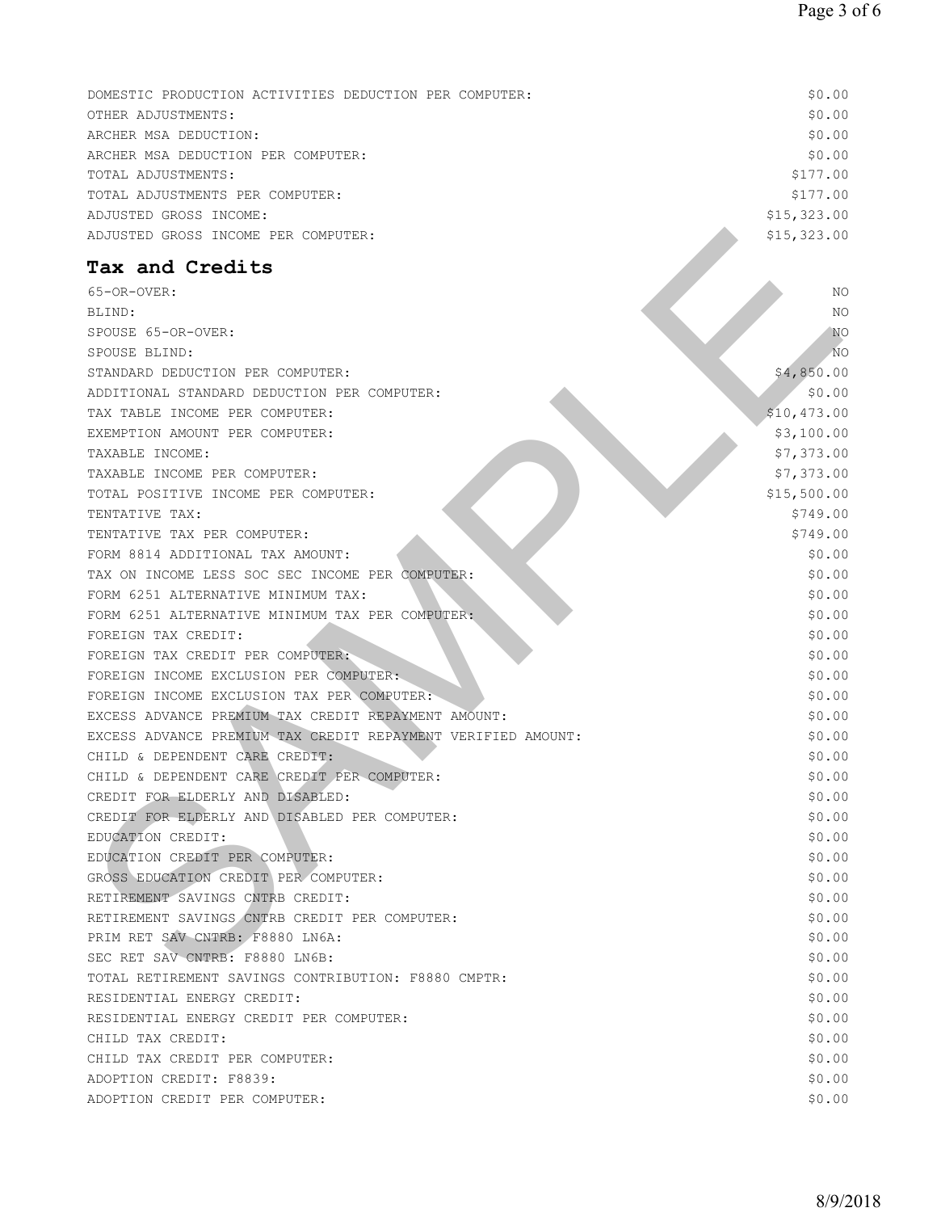| | |
|---|---|
| DOMESTIC PRODUCTION ACTIVITIES DEDUCTION PER COMPUTER: | $0.00 |
| OTHER ADJUSTMENTS: | $0.00 |
| ARCHER MSA DEDUCTION: | $0.00 |
| ARCHER MSA DEDUCTION PER COMPUTER: | $0.00 |
| TOTAL ADJUSTMENTS: | $177.00 |
| TOTAL ADJUSTMENTS PER COMPUTER: | $177.00 |
| ADJUSTED GROSS INCOME: | $15,323.00 |
| ADJUSTED GROSS INCOME PER COMPUTER: | $15,323.00 |

## Tax and Credits

| | |
|---|---|
| 65-OR-OVER: | NO |
| BLIND: | NO |
| SPOUSE 65-OR-OVER: | NO |
| SPOUSE BLIND: | NO |
| STANDARD DEDUCTION PER COMPUTER: | $4,850.00 |
| ADDITIONAL STANDARD DEDUCTION PER COMPUTER: | $0.00 |
| TAX TABLE INCOME PER COMPUTER: | $10,473.00 |
| EXEMPTION AMOUNT PER COMPUTER: | $3,100.00 |
| TAXABLE INCOME: | $7,373.00 |
| TAXABLE INCOME PER COMPUTER: | $7,373.00 |
| TOTAL POSITIVE INCOME PER COMPUTER: | $15,500.00 |
| TENTATIVE TAX: | $749.00 |
| TENTATIVE TAX PER COMPUTER: | $749.00 |
| FORM 8814 ADDITIONAL TAX AMOUNT: | $0.00 |
| TAX ON INCOME LESS SOC SEC INCOME PER COMPUTER: | $0.00 |
| FORM 6251 ALTERNATIVE MINIMUM TAX: | $0.00 |
| FORM 6251 ALTERNATIVE MINIMUM TAX PER COMPUTER: | $0.00 |
| FOREIGN TAX CREDIT: | $0.00 |
| FOREIGN TAX CREDIT PER COMPUTER: | $0.00 |
| FOREIGN INCOME EXCLUSION PER COMPUTER: | $0.00 |
| FOREIGN INCOME EXCLUSION TAX PER COMPUTER: | $0.00 |
| EXCESS ADVANCE PREMIUM TAX CREDIT REPAYMENT AMOUNT: | $0.00 |
| EXCESS ADVANCE PREMIUM TAX CREDIT REPAYMENT VERIFIED AMOUNT: | $0.00 |
| CHILD & DEPENDENT CARE CREDIT: | $0.00 |
| CHILD & DEPENDENT CARE CREDIT PER COMPUTER: | $0.00 |
| CREDIT FOR ELDERLY AND DISABLED: | $0.00 |
| CREDIT FOR ELDERLY AND DISABLED PER COMPUTER: | $0.00 |
| EDUCATION CREDIT: | $0.00 |
| EDUCATION CREDIT PER COMPUTER: | $0.00 |
| GROSS EDUCATION CREDIT PER COMPUTER: | $0.00 |
| RETIREMENT SAVINGS CNTRB CREDIT: | $0.00 |
| RETIREMENT SAVINGS CNTRB CREDIT PER COMPUTER: | $0.00 |
| PRIM RET SAV CNTRB: F8880 LN6A: | $0.00 |
| SEC RET SAV CNTRB: F8880 LN6B: | $0.00 |
| TOTAL RETIREMENT SAVINGS CONTRIBUTION: F8880 CMPTR: | $0.00 |
| RESIDENTIAL ENERGY CREDIT: | $0.00 |
| RESIDENTIAL ENERGY CREDIT PER COMPUTER: | $0.00 |
| CHILD TAX CREDIT: | $0.00 |
| CHILD TAX CREDIT PER COMPUTER: | $0.00 |
| ADOPTION CREDIT: F8839: | $0.00 |
| ADOPTION CREDIT PER COMPUTER: | $0.00 |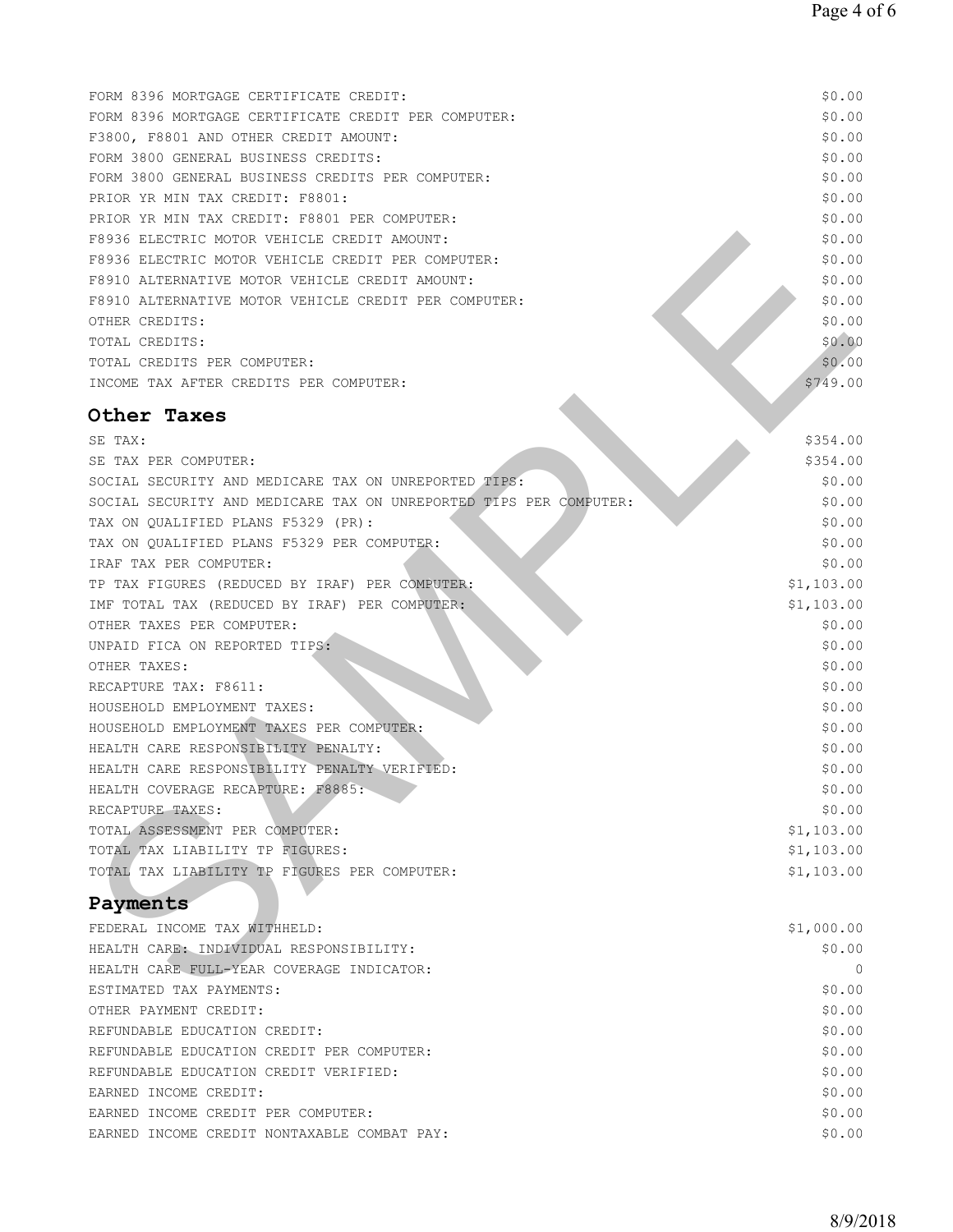| | |
|---|---|
| FORM 8396 MORTGAGE CERTIFICATE CREDIT: | $0.00 |
| FORM 8396 MORTGAGE CERTIFICATE CREDIT PER COMPUTER: | $0.00 |
| F3800, F8801 AND OTHER CREDIT AMOUNT: | $0.00 |
| FORM 3800 GENERAL BUSINESS CREDITS: | $0.00 |
| FORM 3800 GENERAL BUSINESS CREDITS PER COMPUTER: | $0.00 |
| PRIOR YR MIN TAX CREDIT: F8801: | $0.00 |
| PRIOR YR MIN TAX CREDIT: F8801 PER COMPUTER: | $0.00 |
| F8936 ELECTRIC MOTOR VEHICLE CREDIT AMOUNT: | $0.00 |
| F8936 ELECTRIC MOTOR VEHICLE CREDIT PER COMPUTER: | $0.00 |
| F8910 ALTERNATIVE MOTOR VEHICLE CREDIT AMOUNT: | $0.00 |
| F8910 ALTERNATIVE MOTOR VEHICLE CREDIT PER COMPUTER: | $0.00 |
| OTHER CREDITS: | $0.00 |
| TOTAL CREDITS: | $0.00 |
| TOTAL CREDITS PER COMPUTER: | $0.00 |
| INCOME TAX AFTER CREDITS PER COMPUTER: | $749.00 |

## Other Taxes

| | |
|---|---|
| SE TAX: | $354.00 |
| SE TAX PER COMPUTER: | $354.00 |
| SOCIAL SECURITY AND MEDICARE TAX ON UNREPORTED TIPS: | $0.00 |
| SOCIAL SECURITY AND MEDICARE TAX ON UNREPORTED TIPS PER COMPUTER: | $0.00 |
| TAX ON QUALIFIED PLANS F5329 (PR): | $0.00 |
| TAX ON QUALIFIED PLANS F5329 PER COMPUTER: | $0.00 |
| IRAF TAX PER COMPUTER: | $0.00 |
| TP TAX FIGURES (REDUCED BY IRAF) PER COMPUTER: | $1,103.00 |
| IMF TOTAL TAX (REDUCED BY IRAF) PER COMPUTER: | $1,103.00 |
| OTHER TAXES PER COMPUTER: | $0.00 |
| UNPAID FICA ON REPORTED TIPS: | $0.00 |
| OTHER TAXES: | $0.00 |
| RECAPTURE TAX: F8611: | $0.00 |
| HOUSEHOLD EMPLOYMENT TAXES: | $0.00 |
| HOUSEHOLD EMPLOYMENT TAXES PER COMPUTER: | $0.00 |
| HEALTH CARE RESPONSIBILITY PENALTY: | $0.00 |
| HEALTH CARE RESPONSIBILITY PENALTY VERIFIED: | $0.00 |
| HEALTH COVERAGE RECAPTURE: F8885: | $0.00 |
| RECAPTURE TAXES: | $0.00 |
| TOTAL ASSESSMENT PER COMPUTER: | $1,103.00 |
| TOTAL TAX LIABILITY TP FIGURES: | $1,103.00 |
| TOTAL TAX LIABILITY TP FIGURES PER COMPUTER: | $1,103.00 |

## Payments

| | |
|---|---|
| FEDERAL INCOME TAX WITHHELD: | $1,000.00 |
| HEALTH CARE: INDIVIDUAL RESPONSIBILITY: | $0.00 |
| HEALTH CARE FULL-YEAR COVERAGE INDICATOR: | 0 |
| ESTIMATED TAX PAYMENTS: | $0.00 |
| OTHER PAYMENT CREDIT: | $0.00 |
| REFUNDABLE EDUCATION CREDIT: | $0.00 |
| REFUNDABLE EDUCATION CREDIT PER COMPUTER: | $0.00 |
| REFUNDABLE EDUCATION CREDIT VERIFIED: | $0.00 |
| EARNED INCOME CREDIT: | $0.00 |
| EARNED INCOME CREDIT PER COMPUTER: | $0.00 |
| EARNED INCOME CREDIT NONTAXABLE COMBAT PAY: | $0.00 |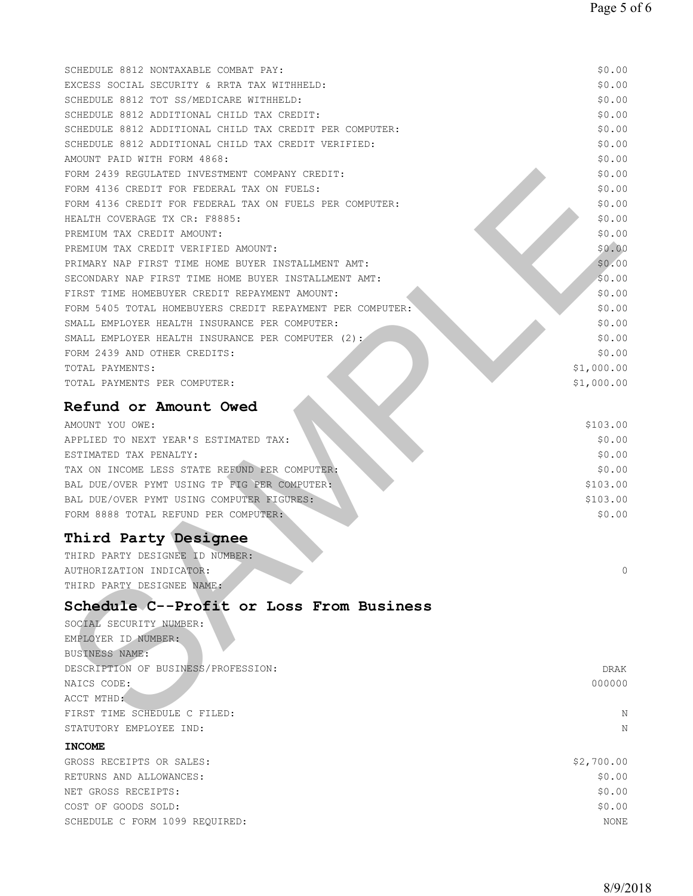| | |
|---|---|
| SCHEDULE 8812 NONTAXABLE COMBAT PAY: | $0.00 |
| EXCESS SOCIAL SECURITY & RRTA TAX WITHHELD: | $0.00 |
| SCHEDULE 8812 TOT SS/MEDICARE WITHHELD: | $0.00 |
| SCHEDULE 8812 ADDITIONAL CHILD TAX CREDIT: | $0.00 |
| SCHEDULE 8812 ADDITIONAL CHILD TAX CREDIT PER COMPUTER: | $0.00 |
| SCHEDULE 8812 ADDITIONAL CHILD TAX CREDIT VERIFIED: | $0.00 |
| AMOUNT PAID WITH FORM 4868: | $0.00 |
| FORM 2439 REGULATED INVESTMENT COMPANY CREDIT: | $0.00 |
| FORM 4136 CREDIT FOR FEDERAL TAX ON FUELS: | $0.00 |
| FORM 4136 CREDIT FOR FEDERAL TAX ON FUELS PER COMPUTER: | $0.00 |
| HEALTH COVERAGE TX CR: F8885: | $0.00 |
| PREMIUM TAX CREDIT AMOUNT: | $0.00 |
| PREMIUM TAX CREDIT VERIFIED AMOUNT: | $0.00 |
| PRIMARY NAP FIRST TIME HOME BUYER INSTALLMENT AMT: | $0.00 |
| SECONDARY NAP FIRST TIME HOME BUYER INSTALLMENT AMT: | $0.00 |
| FIRST TIME HOMEBUYER CREDIT REPAYMENT AMOUNT: | $0.00 |
| FORM 5405 TOTAL HOMEBUYERS CREDIT REPAYMENT PER COMPUTER: | $0.00 |
| SMALL EMPLOYER HEALTH INSURANCE PER COMPUTER: | $0.00 |
| SMALL EMPLOYER HEALTH INSURANCE PER COMPUTER (2): | $0.00 |
| FORM 2439 AND OTHER CREDITS: | $0.00 |
| TOTAL PAYMENTS: | $1,000.00 |
| TOTAL PAYMENTS PER COMPUTER: | $1,000.00 |

## Refund or Amount Owed

| | |
|---|---|
| AMOUNT YOU OWE: | $103.00 |
| APPLIED TO NEXT YEAR'S ESTIMATED TAX: | $0.00 |
| ESTIMATED TAX PENALTY: | $0.00 |
| TAX ON INCOME LESS STATE REFUND PER COMPUTER: | $0.00 |
| BAL DUE/OVER PYMT USING TP FIG PER COMPUTER: | $103.00 |
| BAL DUE/OVER PYMT USING COMPUTER FIGURES: | $103.00 |
| FORM 8888 TOTAL REFUND PER COMPUTER: | $0.00 |

## Third Party Designee

| | |
|---|---|
| THIRD PARTY DESIGNEE ID NUMBER: | |
| AUTHORIZATION INDICATOR: | 0 |
| THIRD PARTY DESIGNEE NAME: | |

## Schedule C--Profit or Loss From Business

| | |
|---|---|
| SOCIAL SECURITY NUMBER: | |
| EMPLOYER ID NUMBER: | |
| BUSINESS NAME: | |
| DESCRIPTION OF BUSINESS/PROFESSION: | DRAK |
| NAICS CODE: | 000000 |
| ACCT MTHD: | |
| FIRST TIME SCHEDULE C FILED: | N |
| STATUTORY EMPLOYEE IND: | N |

**INCOME**

| | |
|---|---|
| GROSS RECEIPTS OR SALES: | $2,700.00 |
| RETURNS AND ALLOWANCES: | $0.00 |
| NET GROSS RECEIPTS: | $0.00 |
| COST OF GOODS SOLD: | $0.00 |
| SCHEDULE C FORM 1099 REQUIRED: | NONE |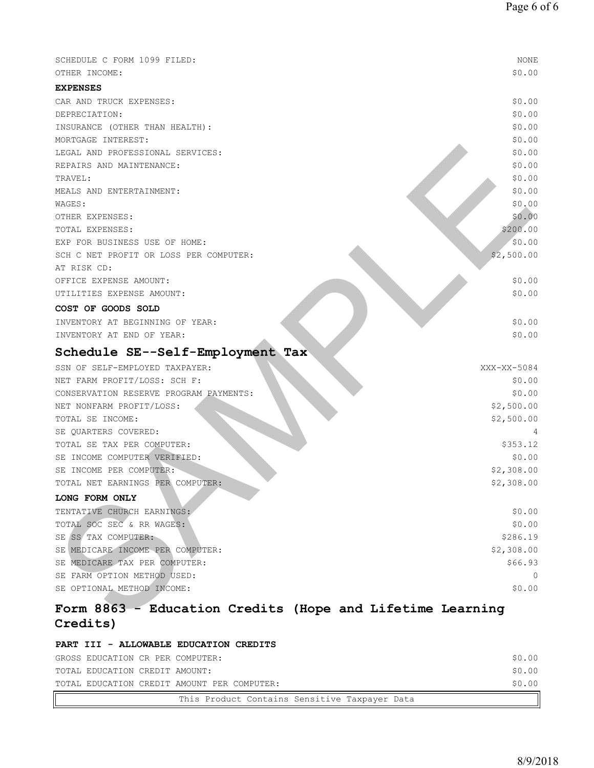| | |
|---|---|
| SCHEDULE C FORM 1099 FILED: | NONE |
| OTHER INCOME: | $0.00 |

**EXPENSES**

| | |
|---|---|
| CAR AND TRUCK EXPENSES: | $0.00 |
| DEPRECIATION: | $0.00 |
| INSURANCE (OTHER THAN HEALTH): | $0.00 |
| MORTGAGE INTEREST: | $0.00 |
| LEGAL AND PROFESSIONAL SERVICES: | $0.00 |
| REPAIRS AND MAINTENANCE: | $0.00 |
| TRAVEL: | $0.00 |
| MEALS AND ENTERTAINMENT: | $0.00 |
| WAGES: | $0.00 |
| OTHER EXPENSES: | $0.00 |
| TOTAL EXPENSES: | $200.00 |
| EXP FOR BUSINESS USE OF HOME: | $0.00 |
| SCH C NET PROFIT OR LOSS PER COMPUTER: | $2,500.00 |
| AT RISK CD: | |
| OFFICE EXPENSE AMOUNT: | $0.00 |
| UTILITIES EXPENSE AMOUNT: | $0.00 |

**COST OF GOODS SOLD**

| | |
|---|---|
| INVENTORY AT BEGINNING OF YEAR: | $0.00 |
| INVENTORY AT END OF YEAR: | $0.00 |

## Schedule SE--Self-Employment Tax

| | |
|---|---|
| SSN OF SELF-EMPLOYED TAXPAYER: | XXX-XX-5084 |
| NET FARM PROFIT/LOSS: SCH F: | $0.00 |
| CONSERVATION RESERVE PROGRAM PAYMENTS: | $0.00 |
| NET NONFARM PROFIT/LOSS: | $2,500.00 |
| TOTAL SE INCOME: | $2,500.00 |
| SE QUARTERS COVERED: | 4 |
| TOTAL SE TAX PER COMPUTER: | $353.12 |
| SE INCOME COMPUTER VERIFIED: | $0.00 |
| SE INCOME PER COMPUTER: | $2,308.00 |
| TOTAL NET EARNINGS PER COMPUTER: | $2,308.00 |

**LONG FORM ONLY**

| | |
|---|---|
| TENTATIVE CHURCH EARNINGS: | $0.00 |
| TOTAL SOC SEC & RR WAGES: | $0.00 |
| SE SS TAX COMPUTER: | $286.19 |
| SE MEDICARE INCOME PER COMPUTER: | $2,308.00 |
| SE MEDICARE TAX PER COMPUTER: | $66.93 |
| SE FARM OPTION METHOD USED: | 0 |
| SE OPTIONAL METHOD INCOME: | $0.00 |

## Form 8863 - Education Credits (Hope and Lifetime Learning Credits)

**PART III - ALLOWABLE EDUCATION CREDITS**

| | |
|---|---|
| GROSS EDUCATION CR PER COMPUTER: | $0.00 |
| TOTAL EDUCATION CREDIT AMOUNT: | $0.00 |
| TOTAL EDUCATION CREDIT AMOUNT PER COMPUTER: | $0.00 |

This Product Contains Sensitive Taxpayer Data

8/9/2018